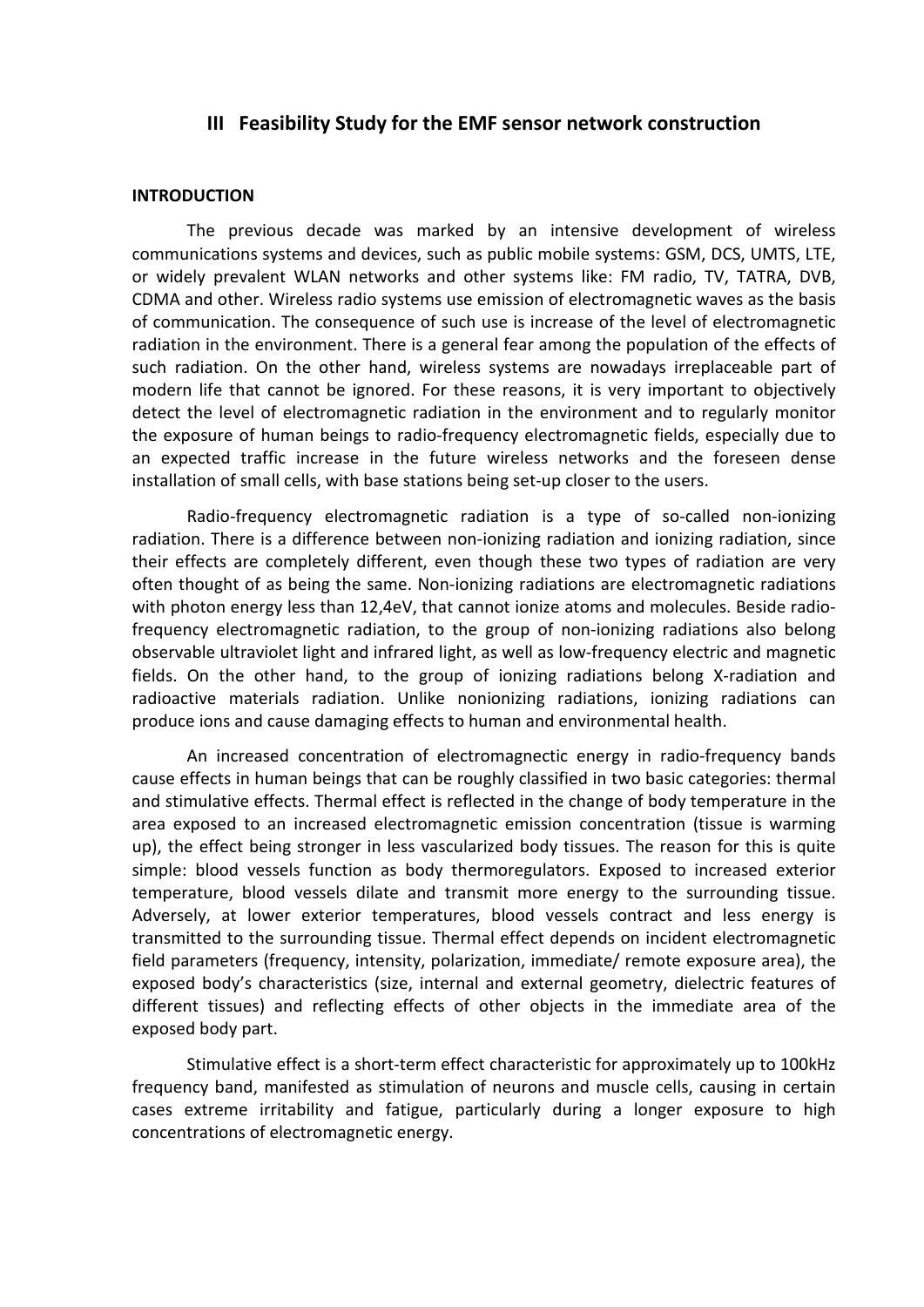## III Feasibility Study for the EMF sensor network construction

### INTRODUCTION

The previous decade was marked by an intensive development of wireless communications systems and devices, such as public mobile systems: GSM, DCS, UMTS, LTE, or widely prevalent WLAN networks and other systems like: FM radio, TV, TATRA, DVB, CDMA and other. Wireless radio systems use emission of electromagnetic waves as the basis of communication. The consequence of such use is increase of the level of electromagnetic radiation in the environment. There is a general fear among the population of the effects of such radiation. On the other hand, wireless systems are nowadays irreplaceable part of modern life that cannot be ignored. For these reasons, it is very important to objectively detect the level of electromagnetic radiation in the environment and to regularly monitor the exposure of human beings to radio-frequency electromagnetic fields, especially due to an expected traffic increase in the future wireless networks and the foreseen dense installation of small cells, with base stations being set-up closer to the users.

Radio-frequency electromagnetic radiation is a type of so-called non-ionizing radiation. There is a difference between non-ionizing radiation and ionizing radiation, since their effects are completely different, even though these two types of radiation are very often thought of as being the same. Non-ionizing radiations are electromagnetic radiations with photon energy less than 12,4eV, that cannot ionize atoms and molecules. Beside radio-frequency electromagnetic radiation, to the group of non-ionizing radiations also belong observable ultraviolet light and infrared light, as well as low-frequency electric and magnetic fields. On the other hand, to the group of ionizing radiations belong X-radiation and radioactive materials radiation. Unlike nonionizing radiations, ionizing radiations can produce ions and cause damaging effects to human and environmental health.

An increased concentration of electromagnectic energy in radio-frequency bands cause effects in human beings that can be roughly classified in two basic categories: thermal and stimulative effects. Thermal effect is reflected in the change of body temperature in the area exposed to an increased electromagnetic emission concentration (tissue is warming up), the effect being stronger in less vascularized body tissues. The reason for this is quite simple: blood vessels function as body thermoregulators. Exposed to increased exterior temperature, blood vessels dilate and transmit more energy to the surrounding tissue. Adversely, at lower exterior temperatures, blood vessels contract and less energy is transmitted to the surrounding tissue. Thermal effect depends on incident electromagnetic field parameters (frequency, intensity, polarization, immediate/ remote exposure area), the exposed body's characteristics (size, internal and external geometry, dielectric features of different tissues) and reflecting effects of other objects in the immediate area of the exposed body part.

Stimulative effect is a short-term effect characteristic for approximately up to 100kHz frequency band, manifested as stimulation of neurons and muscle cells, causing in certain cases extreme irritability and fatigue, particularly during a longer exposure to high concentrations of electromagnetic energy.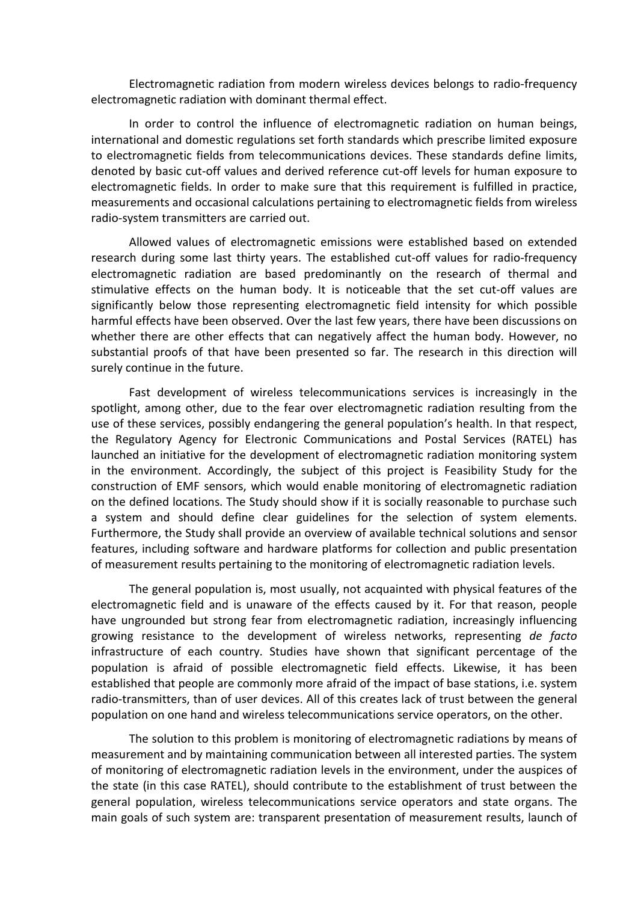Electromagnetic radiation from modern wireless devices belongs to radio-frequency electromagnetic radiation with dominant thermal effect.

In order to control the influence of electromagnetic radiation on human beings, international and domestic regulations set forth standards which prescribe limited exposure to electromagnetic fields from telecommunications devices. These standards define limits, denoted by basic cut-off values and derived reference cut-off levels for human exposure to electromagnetic fields. In order to make sure that this requirement is fulfilled in practice, measurements and occasional calculations pertaining to electromagnetic fields from wireless radio-system transmitters are carried out.

Allowed values of electromagnetic emissions were established based on extended research during some last thirty years. The established cut-off values for radio-frequency electromagnetic radiation are based predominantly on the research of thermal and stimulative effects on the human body. It is noticeable that the set cut-off values are significantly below those representing electromagnetic field intensity for which possible harmful effects have been observed. Over the last few years, there have been discussions on whether there are other effects that can negatively affect the human body. However, no substantial proofs of that have been presented so far. The research in this direction will surely continue in the future.

Fast development of wireless telecommunications services is increasingly in the spotlight, among other, due to the fear over electromagnetic radiation resulting from the use of these services, possibly endangering the general population's health. In that respect, the Regulatory Agency for Electronic Communications and Postal Services (RATEL) has launched an initiative for the development of electromagnetic radiation monitoring system in the environment. Accordingly, the subject of this project is Feasibility Study for the construction of EMF sensors, which would enable monitoring of electromagnetic radiation on the defined locations. The Study should show if it is socially reasonable to purchase such a system and should define clear guidelines for the selection of system elements. Furthermore, the Study shall provide an overview of available technical solutions and sensor features, including software and hardware platforms for collection and public presentation of measurement results pertaining to the monitoring of electromagnetic radiation levels.

The general population is, most usually, not acquainted with physical features of the electromagnetic field and is unaware of the effects caused by it. For that reason, people have ungrounded but strong fear from electromagnetic radiation, increasingly influencing growing resistance to the development of wireless networks, representing *de facto* infrastructure of each country. Studies have shown that significant percentage of the population is afraid of possible electromagnetic field effects. Likewise, it has been established that people are commonly more afraid of the impact of base stations, i.e. system radio-transmitters, than of user devices. All of this creates lack of trust between the general population on one hand and wireless telecommunications service operators, on the other.

The solution to this problem is monitoring of electromagnetic radiations by means of measurement and by maintaining communication between all interested parties. The system of monitoring of electromagnetic radiation levels in the environment, under the auspices of the state (in this case RATEL), should contribute to the establishment of trust between the general population, wireless telecommunications service operators and state organs. The main goals of such system are: transparent presentation of measurement results, launch of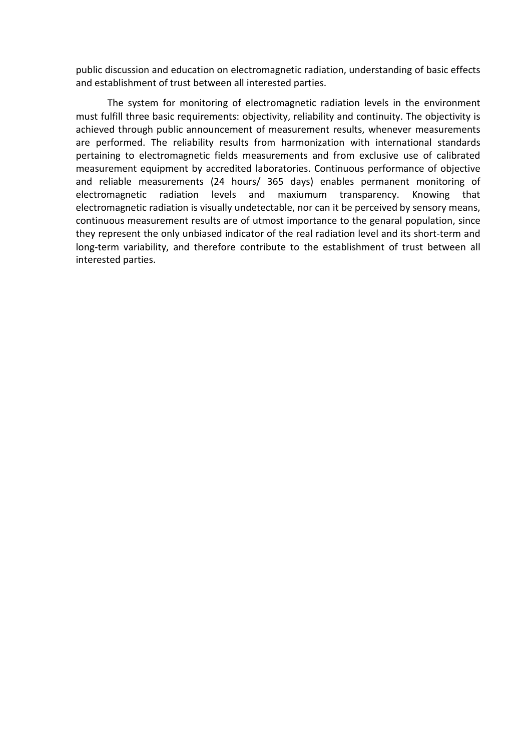public discussion and education on electromagnetic radiation, understanding of basic effects and establishment of trust between all interested parties.

The system for monitoring of electromagnetic radiation levels in the environment must fulfill three basic requirements: objectivity, reliability and continuity. The objectivity is achieved through public announcement of measurement results, whenever measurements are performed. The reliability results from harmonization with international standards pertaining to electromagnetic fields measurements and from exclusive use of calibrated measurement equipment by accredited laboratories. Continuous performance of objective and reliable measurements (24 hours/ 365 days) enables permanent monitoring of electromagnetic radiation levels and maxiumum transparency. Knowing that electromagnetic radiation is visually undetectable, nor can it be perceived by sensory means, continuous measurement results are of utmost importance to the genaral population, since they represent the only unbiased indicator of the real radiation level and its short-term and long-term variability, and therefore contribute to the establishment of trust between all interested parties.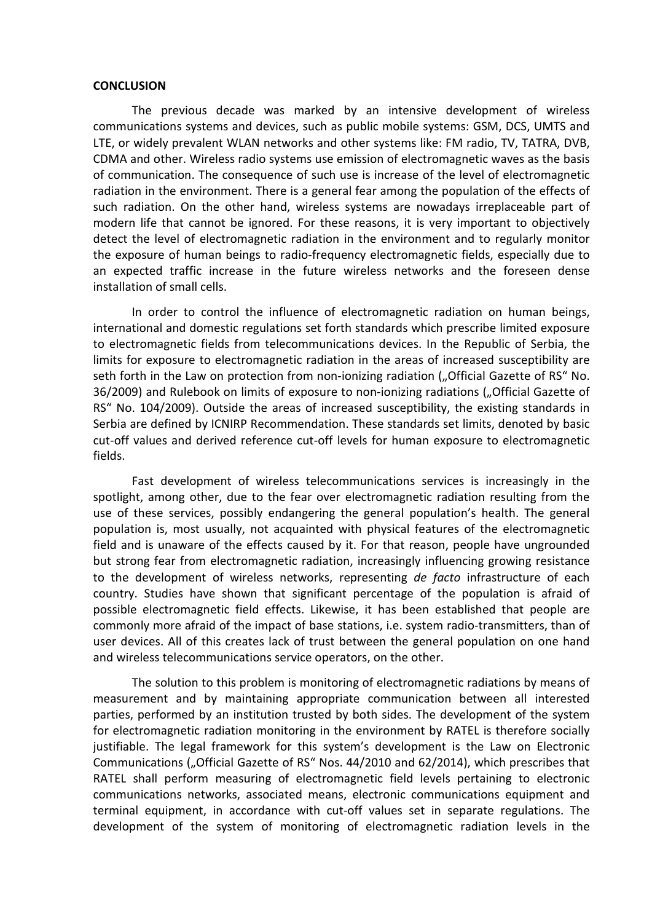**CONCLUSION**

The previous decade was marked by an intensive development of wireless communications systems and devices, such as public mobile systems: GSM, DCS, UMTS and LTE, or widely prevalent WLAN networks and other systems like: FM radio, TV, TATRA, DVB, CDMA and other. Wireless radio systems use emission of electromagnetic waves as the basis of communication. The consequence of such use is increase of the level of electromagnetic radiation in the environment. There is a general fear among the population of the effects of such radiation. On the other hand, wireless systems are nowadays irreplaceable part of modern life that cannot be ignored. For these reasons, it is very important to objectively detect the level of electromagnetic radiation in the environment and to regularly monitor the exposure of human beings to radio-frequency electromagnetic fields, especially due to an expected traffic increase in the future wireless networks and the foreseen dense installation of small cells.

In order to control the influence of electromagnetic radiation on human beings, international and domestic regulations set forth standards which prescribe limited exposure to electromagnetic fields from telecommunications devices. In the Republic of Serbia, the limits for exposure to electromagnetic radiation in the areas of increased susceptibility are seth forth in the Law on protection from non-ionizing radiation („Official Gazette of RS" No. 36/2009) and Rulebook on limits of exposure to non-ionizing radiations („Official Gazette of RS" No. 104/2009). Outside the areas of increased susceptibility, the existing standards in Serbia are defined by ICNIRP Recommendation. These standards set limits, denoted by basic cut-off values and derived reference cut-off levels for human exposure to electromagnetic fields.

Fast development of wireless telecommunications services is increasingly in the spotlight, among other, due to the fear over electromagnetic radiation resulting from the use of these services, possibly endangering the general population's health. The general population is, most usually, not acquainted with physical features of the electromagnetic field and is unaware of the effects caused by it. For that reason, people have ungrounded but strong fear from electromagnetic radiation, increasingly influencing growing resistance to the development of wireless networks, representing *de facto* infrastructure of each country. Studies have shown that significant percentage of the population is afraid of possible electromagnetic field effects. Likewise, it has been established that people are commonly more afraid of the impact of base stations, i.e. system radio-transmitters, than of user devices. All of this creates lack of trust between the general population on one hand and wireless telecommunications service operators, on the other.

The solution to this problem is monitoring of electromagnetic radiations by means of measurement and by maintaining appropriate communication between all interested parties, performed by an institution trusted by both sides. The development of the system for electromagnetic radiation monitoring in the environment by RATEL is therefore socially justifiable. The legal framework for this system's development is the Law on Electronic Communications („Official Gazette of RS" Nos. 44/2010 and 62/2014), which prescribes that RATEL shall perform measuring of electromagnetic field levels pertaining to electronic communications networks, associated means, electronic communications equipment and terminal equipment, in accordance with cut-off values set in separate regulations. The development of the system of monitoring of electromagnetic radiation levels in the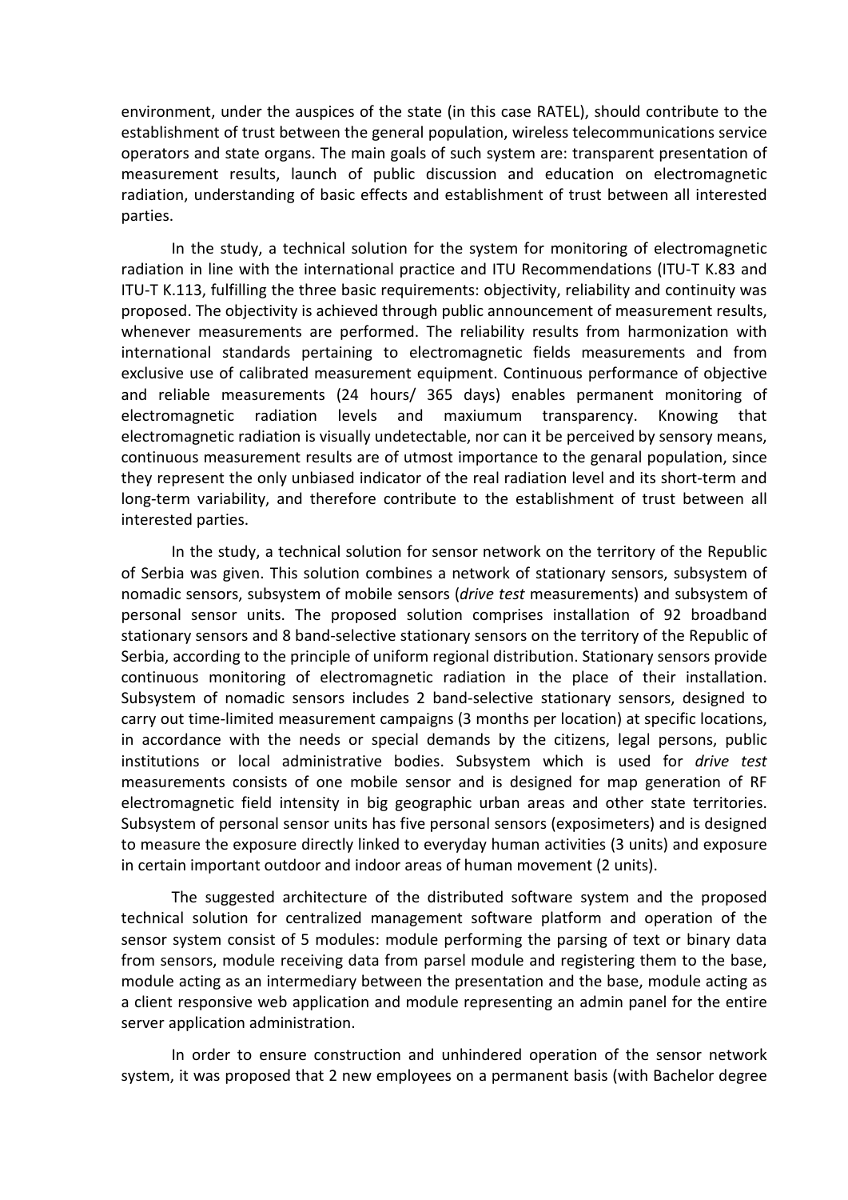environment, under the auspices of the state (in this case RATEL), should contribute to the establishment of trust between the general population, wireless telecommunications service operators and state organs. The main goals of such system are: transparent presentation of measurement results, launch of public discussion and education on electromagnetic radiation, understanding of basic effects and establishment of trust between all interested parties.

In the study, a technical solution for the system for monitoring of electromagnetic radiation in line with the international practice and ITU Recommendations (ITU-T K.83 and ITU-T K.113, fulfilling the three basic requirements: objectivity, reliability and continuity was proposed. The objectivity is achieved through public announcement of measurement results, whenever measurements are performed. The reliability results from harmonization with international standards pertaining to electromagnetic fields measurements and from exclusive use of calibrated measurement equipment. Continuous performance of objective and reliable measurements (24 hours/ 365 days) enables permanent monitoring of electromagnetic radiation levels and maxiumum transparency. Knowing that electromagnetic radiation is visually undetectable, nor can it be perceived by sensory means, continuous measurement results are of utmost importance to the genaral population, since they represent the only unbiased indicator of the real radiation level and its short-term and long-term variability, and therefore contribute to the establishment of trust between all interested parties.

In the study, a technical solution for sensor network on the territory of the Republic of Serbia was given. This solution combines a network of stationary sensors, subsystem of nomadic sensors, subsystem of mobile sensors (*drive test* measurements) and subsystem of personal sensor units. The proposed solution comprises installation of 92 broadband stationary sensors and 8 band-selective stationary sensors on the territory of the Republic of Serbia, according to the principle of uniform regional distribution. Stationary sensors provide continuous monitoring of electromagnetic radiation in the place of their installation. Subsystem of nomadic sensors includes 2 band-selective stationary sensors, designed to carry out time-limited measurement campaigns (3 months per location) at specific locations, in accordance with the needs or special demands by the citizens, legal persons, public institutions or local administrative bodies. Subsystem which is used for *drive test* measurements consists of one mobile sensor and is designed for map generation of RF electromagnetic field intensity in big geographic urban areas and other state territories. Subsystem of personal sensor units has five personal sensors (exposimeters) and is designed to measure the exposure directly linked to everyday human activities (3 units) and exposure in certain important outdoor and indoor areas of human movement (2 units).

The suggested architecture of the distributed software system and the proposed technical solution for centralized management software platform and operation of the sensor system consist of 5 modules: module performing the parsing of text or binary data from sensors, module receiving data from parsel module and registering them to the base, module acting as an intermediary between the presentation and the base, module acting as a client responsive web application and module representing an admin panel for the entire server application administration.

In order to ensure construction and unhindered operation of the sensor network system, it was proposed that 2 new employees on a permanent basis (with Bachelor degree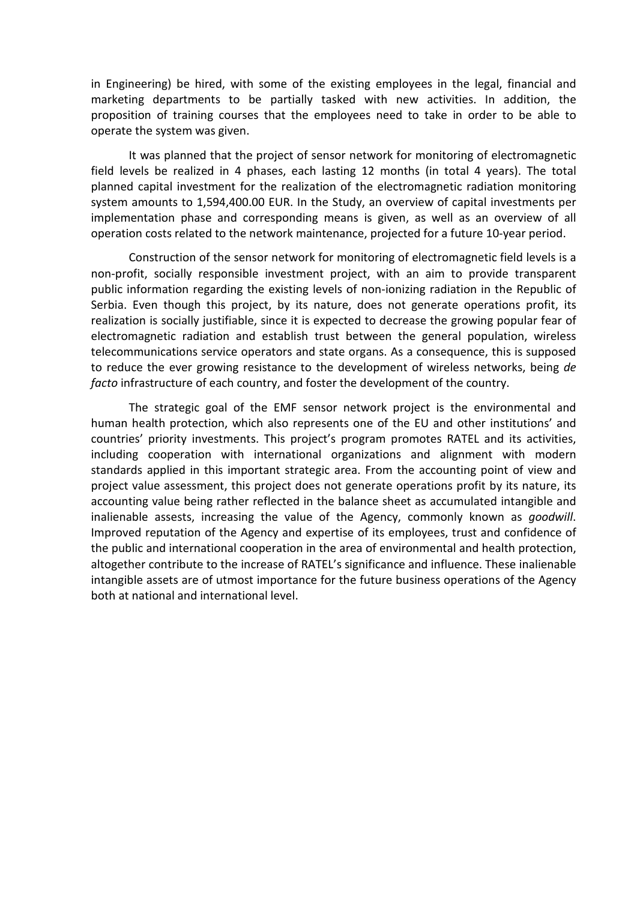in Engineering) be hired, with some of the existing employees in the legal, financial and marketing departments to be partially tasked with new activities. In addition, the proposition of training courses that the employees need to take in order to be able to operate the system was given.

It was planned that the project of sensor network for monitoring of electromagnetic field levels be realized in 4 phases, each lasting 12 months (in total 4 years). The total planned capital investment for the realization of the electromagnetic radiation monitoring system amounts to 1,594,400.00 EUR. In the Study, an overview of capital investments per implementation phase and corresponding means is given, as well as an overview of all operation costs related to the network maintenance, projected for a future 10-year period.

Construction of the sensor network for monitoring of electromagnetic field levels is a non-profit, socially responsible investment project, with an aim to provide transparent public information regarding the existing levels of non-ionizing radiation in the Republic of Serbia. Even though this project, by its nature, does not generate operations profit, its realization is socially justifiable, since it is expected to decrease the growing popular fear of electromagnetic radiation and establish trust between the general population, wireless telecommunications service operators and state organs. As a consequence, this is supposed to reduce the ever growing resistance to the development of wireless networks, being *de facto* infrastructure of each country, and foster the development of the country.

The strategic goal of the EMF sensor network project is the environmental and human health protection, which also represents one of the EU and other institutions' and countries' priority investments. This project's program promotes RATEL and its activities, including cooperation with international organizations and alignment with modern standards applied in this important strategic area. From the accounting point of view and project value assessment, this project does not generate operations profit by its nature, its accounting value being rather reflected in the balance sheet as accumulated intangible and inalienable assests, increasing the value of the Agency, commonly known as *goodwill*. Improved reputation of the Agency and expertise of its employees, trust and confidence of the public and international cooperation in the area of environmental and health protection, altogether contribute to the increase of RATEL's significance and influence. These inalienable intangible assets are of utmost importance for the future business operations of the Agency both at national and international level.